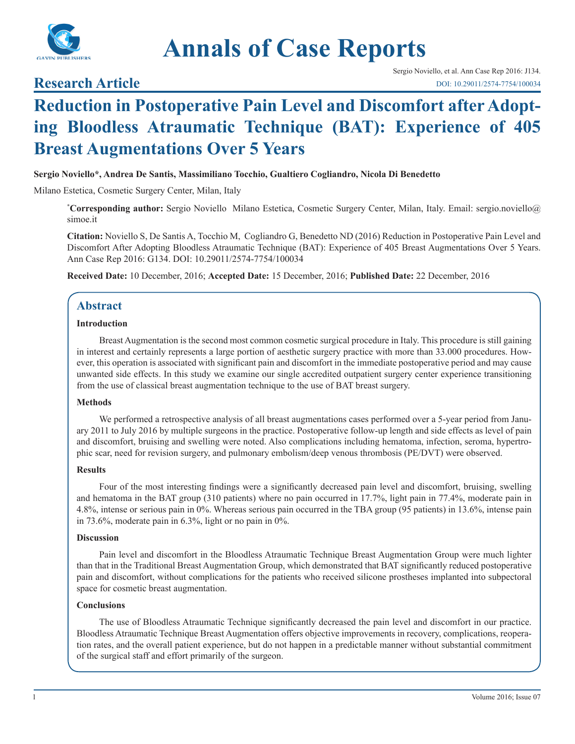# Research Article

# Reduction in Postoperative Pain Level and Discomfort after Adopting Bloodless Atraumatic Technique (BAT): Experience of 405 Breast Augmentations Over 5 Years

**Sergio Noviello*, Andrea De Santis, Massimiliano Tocchio, Gualtiero Cogliandro, Nicola Di Benedetto**

Milano Estetica, Cosmetic Surgery Center, Milan, Italy

***Corresponding author:** Sergio Noviello Milano Estetica, Cosmetic Surgery Center, Milan, Italy. Email: sergio.noviello@simoe.it

**Citation:** Noviello S, De Santis A, Tocchio M, Cogliandro G, Benedetto ND (2016) Reduction in Postoperative Pain Level and Discomfort After Adopting Bloodless Atraumatic Technique (BAT): Experience of 405 Breast Augmentations Over 5 Years. Ann Case Rep 2016: G134. DOI: 10.29011/2574-7754/100034

**Received Date:** 10 December, 2016; **Accepted Date:** 15 December, 2016; **Published Date:** 22 December, 2016

## Abstract

### Introduction

Breast Augmentation is the second most common cosmetic surgical procedure in Italy. This procedure is still gaining in interest and certainly represents a large portion of aesthetic surgery practice with more than 33.000 procedures. However, this operation is associated with significant pain and discomfort in the immediate postoperative period and may cause unwanted side effects. In this study we examine our single accredited outpatient surgery center experience transitioning from the use of classical breast augmentation technique to the use of BAT breast surgery.

### Methods

We performed a retrospective analysis of all breast augmentations cases performed over a 5-year period from January 2011 to July 2016 by multiple surgeons in the practice. Postoperative follow-up length and side effects as level of pain and discomfort, bruising and swelling were noted. Also complications including hematoma, infection, seroma, hypertrophic scar, need for revision surgery, and pulmonary embolism/deep venous thrombosis (PE/DVT) were observed.

### Results

Four of the most interesting findings were a significantly decreased pain level and discomfort, bruising, swelling and hematoma in the BAT group (310 patients) where no pain occurred in 17.7%, light pain in 77.4%, moderate pain in 4.8%, intense or serious pain in 0%. Whereas serious pain occurred in the TBA group (95 patients) in 13.6%, intense pain in 73.6%, moderate pain in 6.3%, light or no pain in 0%.

### Discussion

Pain level and discomfort in the Bloodless Atraumatic Technique Breast Augmentation Group were much lighter than that in the Traditional Breast Augmentation Group, which demonstrated that BAT significantly reduced postoperative pain and discomfort, without complications for the patients who received silicone prostheses implanted into subpectoral space for cosmetic breast augmentation.

### Conclusions

The use of Bloodless Atraumatic Technique significantly decreased the pain level and discomfort in our practice. Bloodless Atraumatic Technique Breast Augmentation offers objective improvements in recovery, complications, reoperation rates, and the overall patient experience, but do not happen in a predictable manner without substantial commitment of the surgical staff and effort primarily of the surgeon.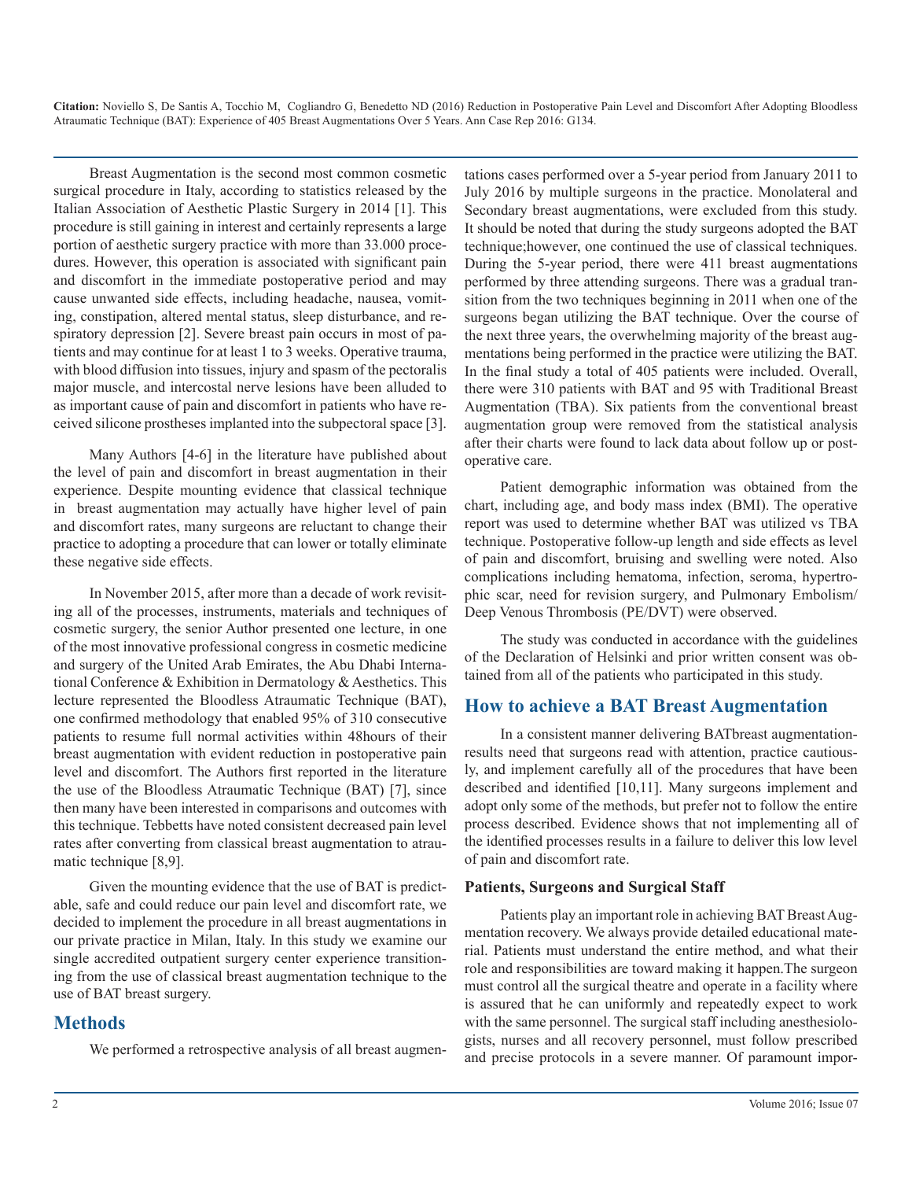Breast Augmentation is the second most common cosmetic surgical procedure in Italy, according to statistics released by the Italian Association of Aesthetic Plastic Surgery in 2014 [1]. This procedure is still gaining in interest and certainly represents a large portion of aesthetic surgery practice with more than 33.000 procedures. However, this operation is associated with significant pain and discomfort in the immediate postoperative period and may cause unwanted side effects, including headache, nausea, vomiting, constipation, altered mental status, sleep disturbance, and respiratory depression [2]. Severe breast pain occurs in most of patients and may continue for at least 1 to 3 weeks. Operative trauma, with blood diffusion into tissues, injury and spasm of the pectoralis major muscle, and intercostal nerve lesions have been alluded to as important cause of pain and discomfort in patients who have received silicone prostheses implanted into the subpectoral space [3].

Many Authors [4-6] in the literature have published about the level of pain and discomfort in breast augmentation in their experience. Despite mounting evidence that classical technique in breast augmentation may actually have higher level of pain and discomfort rates, many surgeons are reluctant to change their practice to adopting a procedure that can lower or totally eliminate these negative side effects.

In November 2015, after more than a decade of work revisiting all of the processes, instruments, materials and techniques of cosmetic surgery, the senior Author presented one lecture, in one of the most innovative professional congress in cosmetic medicine and surgery of the United Arab Emirates, the Abu Dhabi International Conference & Exhibition in Dermatology & Aesthetics. This lecture represented the Bloodless Atraumatic Technique (BAT), one confirmed methodology that enabled 95% of 310 consecutive patients to resume full normal activities within 48hours of their breast augmentation with evident reduction in postoperative pain level and discomfort. The Authors first reported in the literature the use of the Bloodless Atraumatic Technique (BAT) [7], since then many have been interested in comparisons and outcomes with this technique. Tebbetts have noted consistent decreased pain level rates after converting from classical breast augmentation to atraumatic technique [8,9].

Given the mounting evidence that the use of BAT is predictable, safe and could reduce our pain level and discomfort rate, we decided to implement the procedure in all breast augmentations in our private practice in Milan, Italy. In this study we examine our single accredited outpatient surgery center experience transitioning from the use of classical breast augmentation technique to the use of BAT breast surgery.

## Methods

We performed a retrospective analysis of all breast augmentations cases performed over a 5-year period from January 2011 to July 2016 by multiple surgeons in the practice. Monolateral and Secondary breast augmentations, were excluded from this study. It should be noted that during the study surgeons adopted the BAT technique;however, one continued the use of classical techniques. During the 5-year period, there were 411 breast augmentations performed by three attending surgeons. There was a gradual transition from the two techniques beginning in 2011 when one of the surgeons began utilizing the BAT technique. Over the course of the next three years, the overwhelming majority of the breast augmentations being performed in the practice were utilizing the BAT. In the final study a total of 405 patients were included. Overall, there were 310 patients with BAT and 95 with Traditional Breast Augmentation (TBA). Six patients from the conventional breast augmentation group were removed from the statistical analysis after their charts were found to lack data about follow up or postoperative care.

Patient demographic information was obtained from the chart, including age, and body mass index (BMI). The operative report was used to determine whether BAT was utilized vs TBA technique. Postoperative follow-up length and side effects as level of pain and discomfort, bruising and swelling were noted. Also complications including hematoma, infection, seroma, hypertrophic scar, need for revision surgery, and Pulmonary Embolism/Deep Venous Thrombosis (PE/DVT) were observed.

The study was conducted in accordance with the guidelines of the Declaration of Helsinki and prior written consent was obtained from all of the patients who participated in this study.

## How to achieve a BAT Breast Augmentation

In a consistent manner delivering BATbreast augmentationresults need that surgeons read with attention, practice cautiously, and implement carefully all of the procedures that have been described and identified [10,11]. Many surgeons implement and adopt only some of the methods, but prefer not to follow the entire process described. Evidence shows that not implementing all of the identified processes results in a failure to deliver this low level of pain and discomfort rate.

### Patients, Surgeons and Surgical Staff

Patients play an important role in achieving BAT Breast Augmentation recovery. We always provide detailed educational material. Patients must understand the entire method, and what their role and responsibilities are toward making it happen.The surgeon must control all the surgical theatre and operate in a facility where is assured that he can uniformly and repeatedly expect to work with the same personnel. The surgical staff including anesthesiologists, nurses and all recovery personnel, must follow prescribed and precise protocols in a severe manner. Of paramount impor-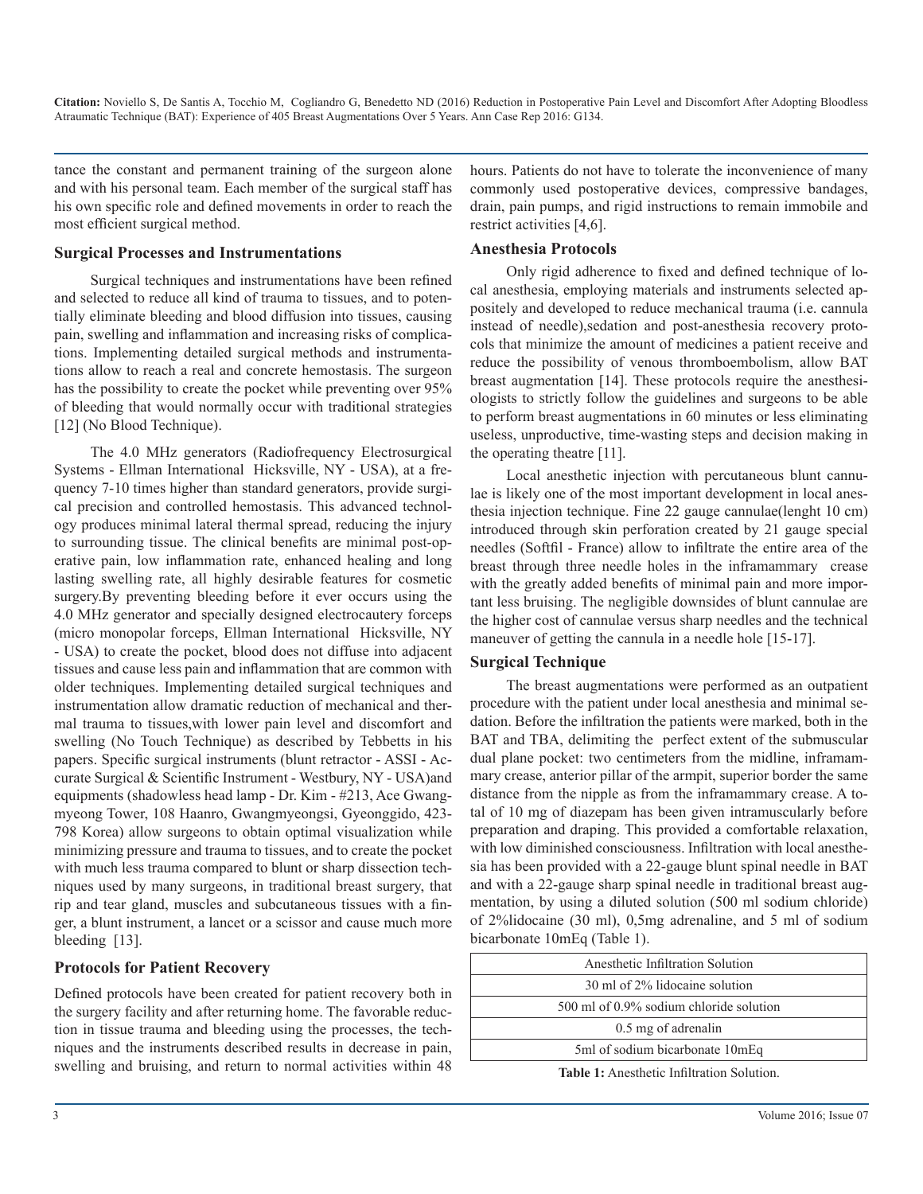tance the constant and permanent training of the surgeon alone and with his personal team. Each member of the surgical staff has his own specific role and defined movements in order to reach the most efficient surgical method.

## Surgical Processes and Instrumentations

Surgical techniques and instrumentations have been refined and selected to reduce all kind of trauma to tissues, and to potentially eliminate bleeding and blood diffusion into tissues, causing pain, swelling and inflammation and increasing risks of complications. Implementing detailed surgical methods and instrumentations allow to reach a real and concrete hemostasis. The surgeon has the possibility to create the pocket while preventing over 95% of bleeding that would normally occur with traditional strategies [12] (No Blood Technique).

The 4.0 MHz generators (Radiofrequency Electrosurgical Systems - Ellman International Hicksville, NY - USA), at a frequency 7-10 times higher than standard generators, provide surgical precision and controlled hemostasis. This advanced technology produces minimal lateral thermal spread, reducing the injury to surrounding tissue. The clinical benefits are minimal post-operative pain, low inflammation rate, enhanced healing and long lasting swelling rate, all highly desirable features for cosmetic surgery.By preventing bleeding before it ever occurs using the 4.0 MHz generator and specially designed electrocautery forceps (micro monopolar forceps, Ellman International Hicksville, NY - USA) to create the pocket, blood does not diffuse into adjacent tissues and cause less pain and inflammation that are common with older techniques. Implementing detailed surgical techniques and instrumentation allow dramatic reduction of mechanical and thermal trauma to tissues,with lower pain level and discomfort and swelling (No Touch Technique) as described by Tebbetts in his papers. Specific surgical instruments (blunt retractor - ASSI - Accurate Surgical & Scientific Instrument - Westbury, NY - USA)and equipments (shadowless head lamp - Dr. Kim - #213, Ace Gwangmyeong Tower, 108 Haanro, Gwangmyeongsi, Gyeonggido, 423-798 Korea) allow surgeons to obtain optimal visualization while minimizing pressure and trauma to tissues, and to create the pocket with much less trauma compared to blunt or sharp dissection techniques used by many surgeons, in traditional breast surgery, that rip and tear gland, muscles and subcutaneous tissues with a finger, a blunt instrument, a lancet or a scissor and cause much more bleeding [13].

## Protocols for Patient Recovery

Defined protocols have been created for patient recovery both in the surgery facility and after returning home. The favorable reduction in tissue trauma and bleeding using the processes, the techniques and the instruments described results in decrease in pain, swelling and bruising, and return to normal activities within 48 hours. Patients do not have to tolerate the inconvenience of many commonly used postoperative devices, compressive bandages, drain, pain pumps, and rigid instructions to remain immobile and restrict activities [4,6].

## Anesthesia Protocols

Only rigid adherence to fixed and defined technique of local anesthesia, employing materials and instruments selected appositely and developed to reduce mechanical trauma (i.e. cannula instead of needle),sedation and post-anesthesia recovery protocols that minimize the amount of medicines a patient receive and reduce the possibility of venous thromboembolism, allow BAT breast augmentation [14]. These protocols require the anesthesiologists to strictly follow the guidelines and surgeons to be able to perform breast augmentations in 60 minutes or less eliminating useless, unproductive, time-wasting steps and decision making in the operating theatre [11].

Local anesthetic injection with percutaneous blunt cannulae is likely one of the most important development in local anesthesia injection technique. Fine 22 gauge cannulae(lenght 10 cm) introduced through skin perforation created by 21 gauge special needles (Softfil - France) allow to infiltrate the entire area of the breast through three needle holes in the inframammary crease with the greatly added benefits of minimal pain and more important less bruising. The negligible downsides of blunt cannulae are the higher cost of cannulae versus sharp needles and the technical maneuver of getting the cannula in a needle hole [15-17].

## Surgical Technique

The breast augmentations were performed as an outpatient procedure with the patient under local anesthesia and minimal sedation. Before the infiltration the patients were marked, both in the BAT and TBA, delimiting the perfect extent of the submuscular dual plane pocket: two centimeters from the midline, inframammary crease, anterior pillar of the armpit, superior border the same distance from the nipple as from the inframammary crease. A total of 10 mg of diazepam has been given intramuscularly before preparation and draping. This provided a comfortable relaxation, with low diminished consciousness. Infiltration with local anesthesia has been provided with a 22-gauge blunt spinal needle in BAT and with a 22-gauge sharp spinal needle in traditional breast augmentation, by using a diluted solution (500 ml sodium chloride) of 2%lidocaine (30 ml), 0,5mg adrenaline, and 5 ml of sodium bicarbonate 10mEq (Table 1).

| Anesthetic Infiltration Solution |
|---|
| 30 ml of 2% lidocaine solution |
| 500 ml of 0.9% sodium chloride solution |
| 0.5 mg of adrenalin |
| 5ml of sodium bicarbonate 10mEq |

**Table 1:** Anesthetic Infiltration Solution.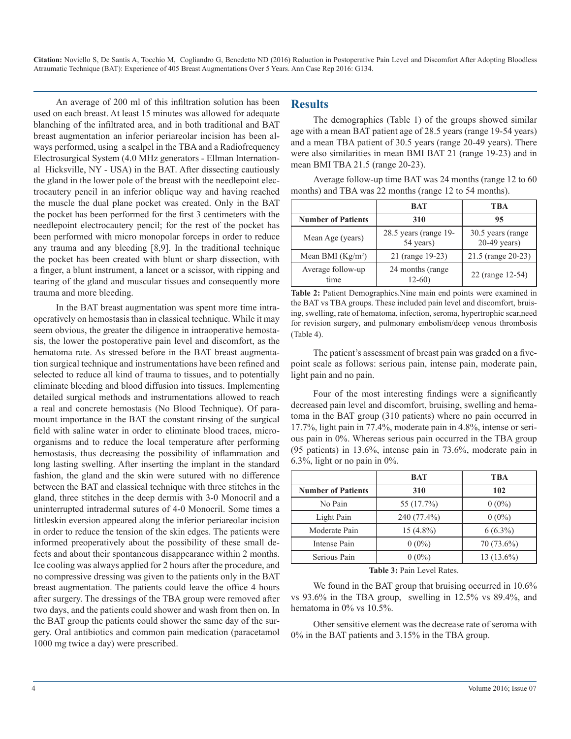An average of 200 ml of this infiltration solution has been used on each breast. At least 15 minutes was allowed for adequate blanching of the infiltrated area, and in both traditional and BAT breast augmentation an inferior periareolar incision has been always performed, using a scalpel in the TBA and a Radiofrequency Electrosurgical System (4.0 MHz generators - Ellman International Hicksville, NY - USA) in the BAT. After dissecting cautiously the gland in the lower pole of the breast with the needlepoint electrocautery pencil in an inferior oblique way and having reached the muscle the dual plane pocket was created. Only in the BAT the pocket has been performed for the first 3 centimeters with the needlepoint electrocautery pencil; for the rest of the pocket has been performed with micro monopolar forceps in order to reduce any trauma and any bleeding [8,9]. In the traditional technique the pocket has been created with blunt or sharp dissection, with a finger, a blunt instrument, a lancet or a scissor, with ripping and tearing of the gland and muscular tissues and consequently more trauma and more bleeding.

In the BAT breast augmentation was spent more time intraoperatively on hemostasis than in classical technique. While it may seem obvious, the greater the diligence in intraoperative hemostasis, the lower the postoperative pain level and discomfort, as the hematoma rate. As stressed before in the BAT breast augmentation surgical technique and instrumentations have been refined and selected to reduce all kind of trauma to tissues, and to potentially eliminate bleeding and blood diffusion into tissues. Implementing detailed surgical methods and instrumentations allowed to reach a real and concrete hemostasis (No Blood Technique). Of paramount importance in the BAT the constant rinsing of the surgical field with saline water in order to eliminate blood traces, microorganisms and to reduce the local temperature after performing hemostasis, thus decreasing the possibility of inflammation and long lasting swelling. After inserting the implant in the standard fashion, the gland and the skin were sutured with no difference between the BAT and classical technique with three stitches in the gland, three stitches in the deep dermis with 3-0 Monocril and a uninterrupted intradermal sutures of 4-0 Monocril. Some times a littleskin eversion appeared along the inferior periareolar incision in order to reduce the tension of the skin edges. The patients were informed preoperatively about the possibility of these small defects and about their spontaneous disappearance within 2 months. Ice cooling was always applied for 2 hours after the procedure, and no compressive dressing was given to the patients only in the BAT breast augmentation. The patients could leave the office 4 hours after surgery. The dressings of the TBA group were removed after two days, and the patients could shower and wash from then on. In the BAT group the patients could shower the same day of the surgery. Oral antibiotics and common pain medication (paracetamol 1000 mg twice a day) were prescribed.

## Results

The demographics (Table 1) of the groups showed similar age with a mean BAT patient age of 28.5 years (range 19-54 years) and a mean TBA patient of 30.5 years (range 20-49 years). There were also similarities in mean BMI BAT 21 (range 19-23) and in mean BMI TBA 21.5 (range 20-23).

Average follow-up time BAT was 24 months (range 12 to 60 months) and TBA was 22 months (range 12 to 54 months).

| | BAT | TBA |
|---|---|---|
| **Number of Patients** | **310** | **95** |
| Mean Age (years) | 28.5 years (range 19-54 years) | 30.5 years (range 20-49 years) |
| Mean BMI (Kg/m²) | 21 (range 19-23) | 21.5 (range 20-23) |
| Average follow-up time | 24 months (range 12-60) | 22 (range 12-54) |

**Table 2:** Patient Demographics.Nine main end points were examined in the BAT vs TBA groups. These included pain level and discomfort, bruising, swelling, rate of hematoma, infection, seroma, hypertrophic scar,need for revision surgery, and pulmonary embolism/deep venous thrombosis (Table 4).

The patient's assessment of breast pain was graded on a five-point scale as follows: serious pain, intense pain, moderate pain, light pain and no pain.

Four of the most interesting findings were a significantly decreased pain level and discomfort, bruising, swelling and hematoma in the BAT group (310 patients) where no pain occurred in 17.7%, light pain in 77.4%, moderate pain in 4.8%, intense or serious pain in 0%. Whereas serious pain occurred in the TBA group (95 patients) in 13.6%, intense pain in 73.6%, moderate pain in 6.3%, light or no pain in 0%.

| | BAT | TBA |
|---|---|---|
| **Number of Patients** | **310** | **102** |
| No Pain | 55 (17.7%) | 0 (0%) |
| Light Pain | 240 (77.4%) | 0 (0%) |
| Moderate Pain | 15 (4.8%) | 6 (6.3%) |
| Intense Pain | 0 (0%) | 70 (73.6%) |
| Serious Pain | 0 (0%) | 13 (13.6%) |

**Table 3:** Pain Level Rates.

We found in the BAT group that bruising occurred in 10.6% vs 93.6% in the TBA group, swelling in 12.5% vs 89.4%, and hematoma in 0% vs 10.5%.

Other sensitive element was the decrease rate of seroma with 0% in the BAT patients and 3.15% in the TBA group.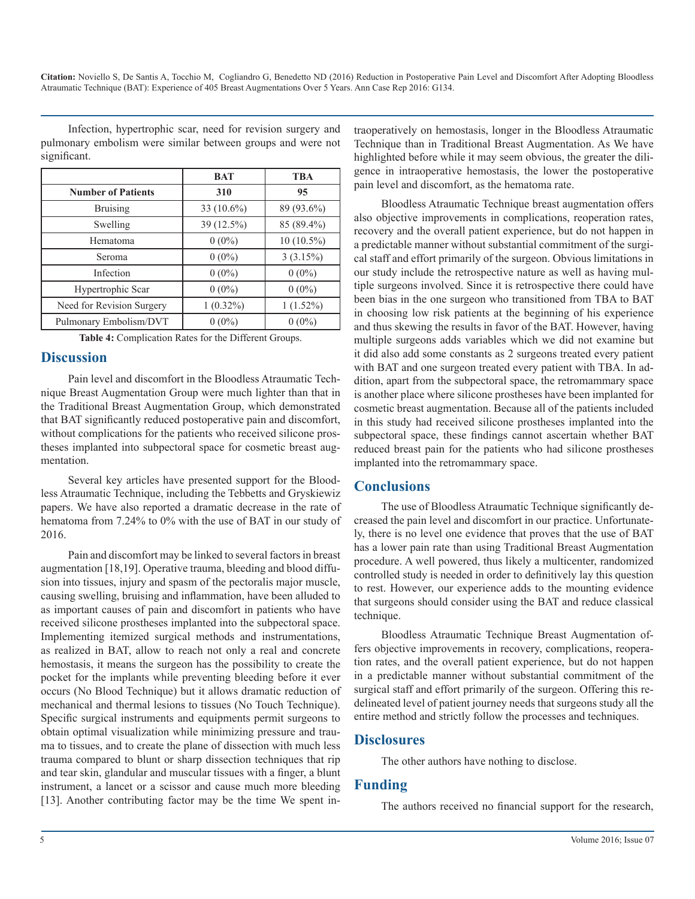Infection, hypertrophic scar, need for revision surgery and pulmonary embolism were similar between groups and were not significant.

| | BAT | TBA |
|---|---|---|
| **Number of Patients** | **310** | **95** |
| Bruising | 33 (10.6%) | 89 (93.6%) |
| Swelling | 39 (12.5%) | 85 (89.4%) |
| Hematoma | 0 (0%) | 10 (10.5%) |
| Seroma | 0 (0%) | 3 (3.15%) |
| Infection | 0 (0%) | 0 (0%) |
| Hypertrophic Scar | 0 (0%) | 0 (0%) |
| Need for Revision Surgery | 1 (0.32%) | 1 (1.52%) |
| Pulmonary Embolism/DVT | 0 (0%) | 0 (0%) |

**Table 4:** Complication Rates for the Different Groups.

## Discussion

Pain level and discomfort in the Bloodless Atraumatic Technique Breast Augmentation Group were much lighter than that in the Traditional Breast Augmentation Group, which demonstrated that BAT significantly reduced postoperative pain and discomfort, without complications for the patients who received silicone prostheses implanted into subpectoral space for cosmetic breast augmentation.

Several key articles have presented support for the Bloodless Atraumatic Technique, including the Tebbetts and Gryskiewiz papers. We have also reported a dramatic decrease in the rate of hematoma from 7.24% to 0% with the use of BAT in our study of 2016.

Pain and discomfort may be linked to several factors in breast augmentation [18,19]. Operative trauma, bleeding and blood diffusion into tissues, injury and spasm of the pectoralis major muscle, causing swelling, bruising and inflammation, have been alluded to as important causes of pain and discomfort in patients who have received silicone prostheses implanted into the subpectoral space. Implementing itemized surgical methods and instrumentations, as realized in BAT, allow to reach not only a real and concrete hemostasis, it means the surgeon has the possibility to create the pocket for the implants while preventing bleeding before it ever occurs (No Blood Technique) but it allows dramatic reduction of mechanical and thermal lesions to tissues (No Touch Technique). Specific surgical instruments and equipments permit surgeons to obtain optimal visualization while minimizing pressure and trauma to tissues, and to create the plane of dissection with much less trauma compared to blunt or sharp dissection techniques that rip and tear skin, glandular and muscular tissues with a finger, a blunt instrument, a lancet or a scissor and cause much more bleeding [13]. Another contributing factor may be the time We spent intraoperatively on hemostasis, longer in the Bloodless Atraumatic Technique than in Traditional Breast Augmentation. As We have highlighted before while it may seem obvious, the greater the diligence in intraoperative hemostasis, the lower the postoperative pain level and discomfort, as the hematoma rate.

Bloodless Atraumatic Technique breast augmentation offers also objective improvements in complications, reoperation rates, recovery and the overall patient experience, but do not happen in a predictable manner without substantial commitment of the surgical staff and effort primarily of the surgeon. Obvious limitations in our study include the retrospective nature as well as having multiple surgeons involved. Since it is retrospective there could have been bias in the one surgeon who transitioned from TBA to BAT in choosing low risk patients at the beginning of his experience and thus skewing the results in favor of the BAT. However, having multiple surgeons adds variables which we did not examine but it did also add some constants as 2 surgeons treated every patient with BAT and one surgeon treated every patient with TBA. In addition, apart from the subpectoral space, the retromammary space is another place where silicone prostheses have been implanted for cosmetic breast augmentation. Because all of the patients included in this study had received silicone prostheses implanted into the subpectoral space, these findings cannot ascertain whether BAT reduced breast pain for the patients who had silicone prostheses implanted into the retromammary space.

## Conclusions

The use of Bloodless Atraumatic Technique significantly decreased the pain level and discomfort in our practice. Unfortunately, there is no level one evidence that proves that the use of BAT has a lower pain rate than using Traditional Breast Augmentation procedure. A well powered, thus likely a multicenter, randomized controlled study is needed in order to definitively lay this question to rest. However, our experience adds to the mounting evidence that surgeons should consider using the BAT and reduce classical technique.

Bloodless Atraumatic Technique Breast Augmentation offers objective improvements in recovery, complications, reoperation rates, and the overall patient experience, but do not happen in a predictable manner without substantial commitment of the surgical staff and effort primarily of the surgeon. Offering this redelineated level of patient journey needs that surgeons study all the entire method and strictly follow the processes and techniques.

## Disclosures

The other authors have nothing to disclose.

## Funding

The authors received no financial support for the research,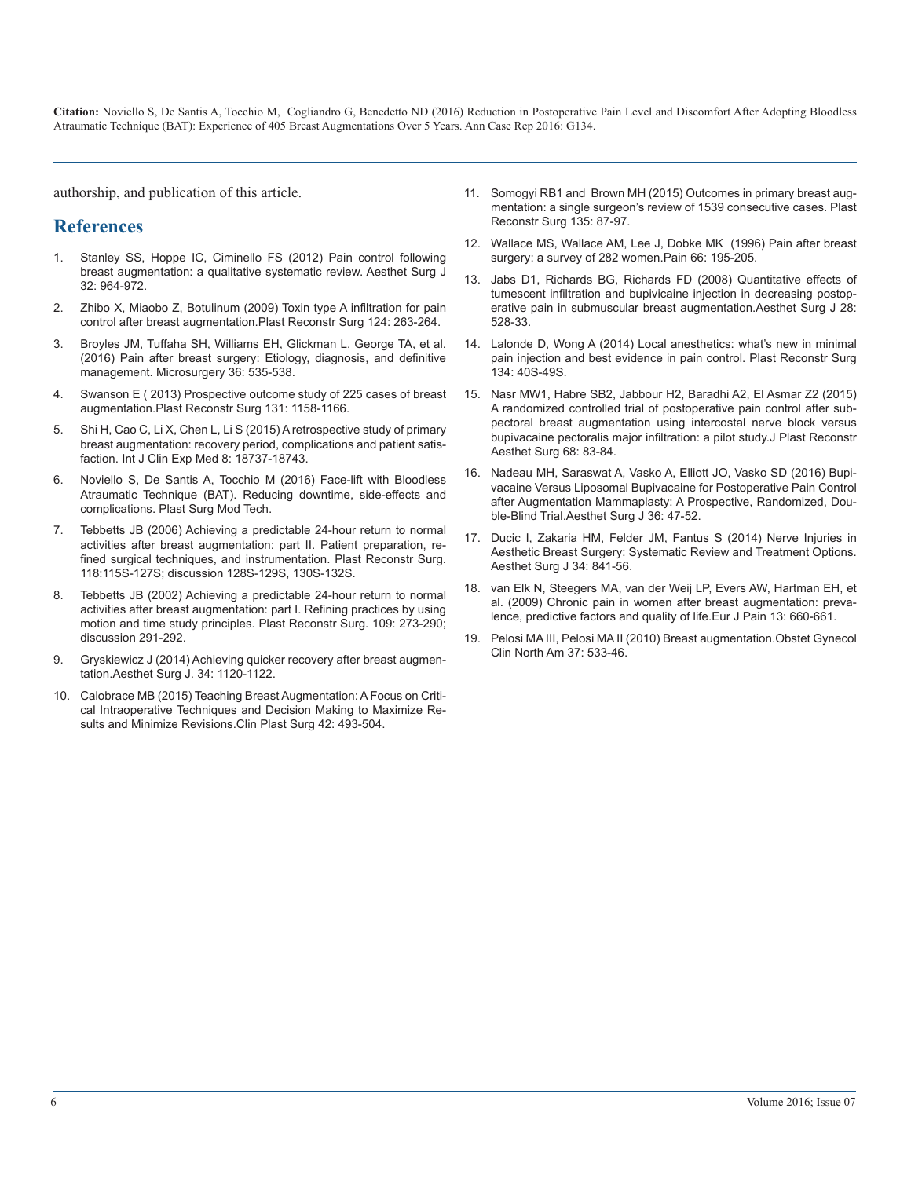authorship, and publication of this article.

## References

1. Stanley SS, Hoppe IC, Ciminello FS (2012) Pain control following breast augmentation: a qualitative systematic review. Aesthet Surg J 32: 964-972.
2. Zhibo X, Miaobo Z, Botulinum (2009) Toxin type A infiltration for pain control after breast augmentation.Plast Reconstr Surg 124: 263-264.
3. Broyles JM, Tuffaha SH, Williams EH, Glickman L, George TA, et al. (2016) Pain after breast surgery: Etiology, diagnosis, and definitive management. Microsurgery 36: 535-538.
4. Swanson E ( 2013) Prospective outcome study of 225 cases of breast augmentation.Plast Reconstr Surg 131: 1158-1166.
5. Shi H, Cao C, Li X, Chen L, Li S (2015) A retrospective study of primary breast augmentation: recovery period, complications and patient satisfaction. Int J Clin Exp Med 8: 18737-18743.
6. Noviello S, De Santis A, Tocchio M (2016) Face-lift with Bloodless Atraumatic Technique (BAT). Reducing downtime, side-effects and complications. Plast Surg Mod Tech.
7. Tebbetts JB (2006) Achieving a predictable 24-hour return to normal activities after breast augmentation: part II. Patient preparation, refined surgical techniques, and instrumentation. Plast Reconstr Surg. 118:115S-127S; discussion 128S-129S, 130S-132S.
8. Tebbetts JB (2002) Achieving a predictable 24-hour return to normal activities after breast augmentation: part I. Refining practices by using motion and time study principles. Plast Reconstr Surg. 109: 273-290; discussion 291-292.
9. Gryskiewicz J (2014) Achieving quicker recovery after breast augmentation.Aesthet Surg J. 34: 1120-1122.
10. Calobrace MB (2015) Teaching Breast Augmentation: A Focus on Critical Intraoperative Techniques and Decision Making to Maximize Results and Minimize Revisions.Clin Plast Surg 42: 493-504.
11. Somogyi RB1 and Brown MH (2015) Outcomes in primary breast augmentation: a single surgeon's review of 1539 consecutive cases. Plast Reconstr Surg 135: 87-97.
12. Wallace MS, Wallace AM, Lee J, Dobke MK (1996) Pain after breast surgery: a survey of 282 women.Pain 66: 195-205.
13. Jabs D1, Richards BG, Richards FD (2008) Quantitative effects of tumescent infiltration and bupivicaine injection in decreasing postoperative pain in submuscular breast augmentation.Aesthet Surg J 28: 528-33.
14. Lalonde D, Wong A (2014) Local anesthetics: what's new in minimal pain injection and best evidence in pain control. Plast Reconstr Surg 134: 40S-49S.
15. Nasr MW1, Habre SB2, Jabbour H2, Baradhi A2, El Asmar Z2 (2015) A randomized controlled trial of postoperative pain control after subpectoral breast augmentation using intercostal nerve block versus bupivacaine pectoralis major infiltration: a pilot study.J Plast Reconstr Aesthet Surg 68: 83-84.
16. Nadeau MH, Saraswat A, Vasko A, Elliott JO, Vasko SD (2016) Bupivacaine Versus Liposomal Bupivacaine for Postoperative Pain Control after Augmentation Mammaplasty: A Prospective, Randomized, Double-Blind Trial.Aesthet Surg J 36: 47-52.
17. Ducic I, Zakaria HM, Felder JM, Fantus S (2014) Nerve Injuries in Aesthetic Breast Surgery: Systematic Review and Treatment Options. Aesthet Surg J 34: 841-56.
18. van Elk N, Steegers MA, van der Weij LP, Evers AW, Hartman EH, et al. (2009) Chronic pain in women after breast augmentation: prevalence, predictive factors and quality of life.Eur J Pain 13: 660-661.
19. Pelosi MA III, Pelosi MA II (2010) Breast augmentation.Obstet Gynecol Clin North Am 37: 533-46.